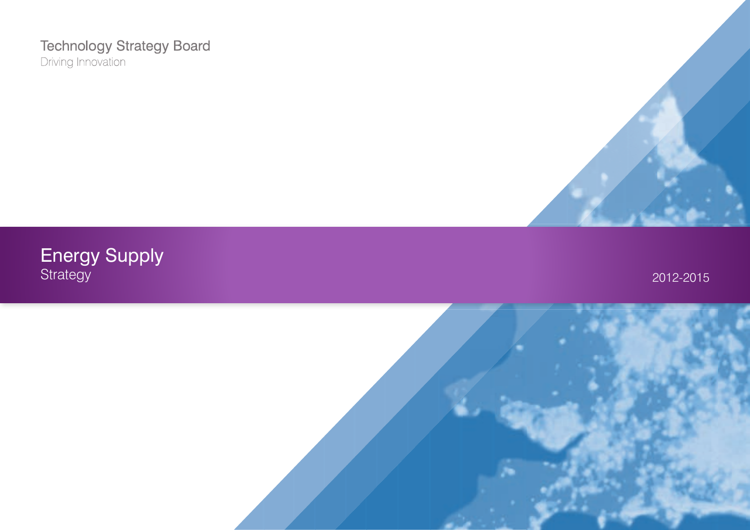Technology Strategy Board

Driving Innovation

# Energy Supply

Strategy

2012-2015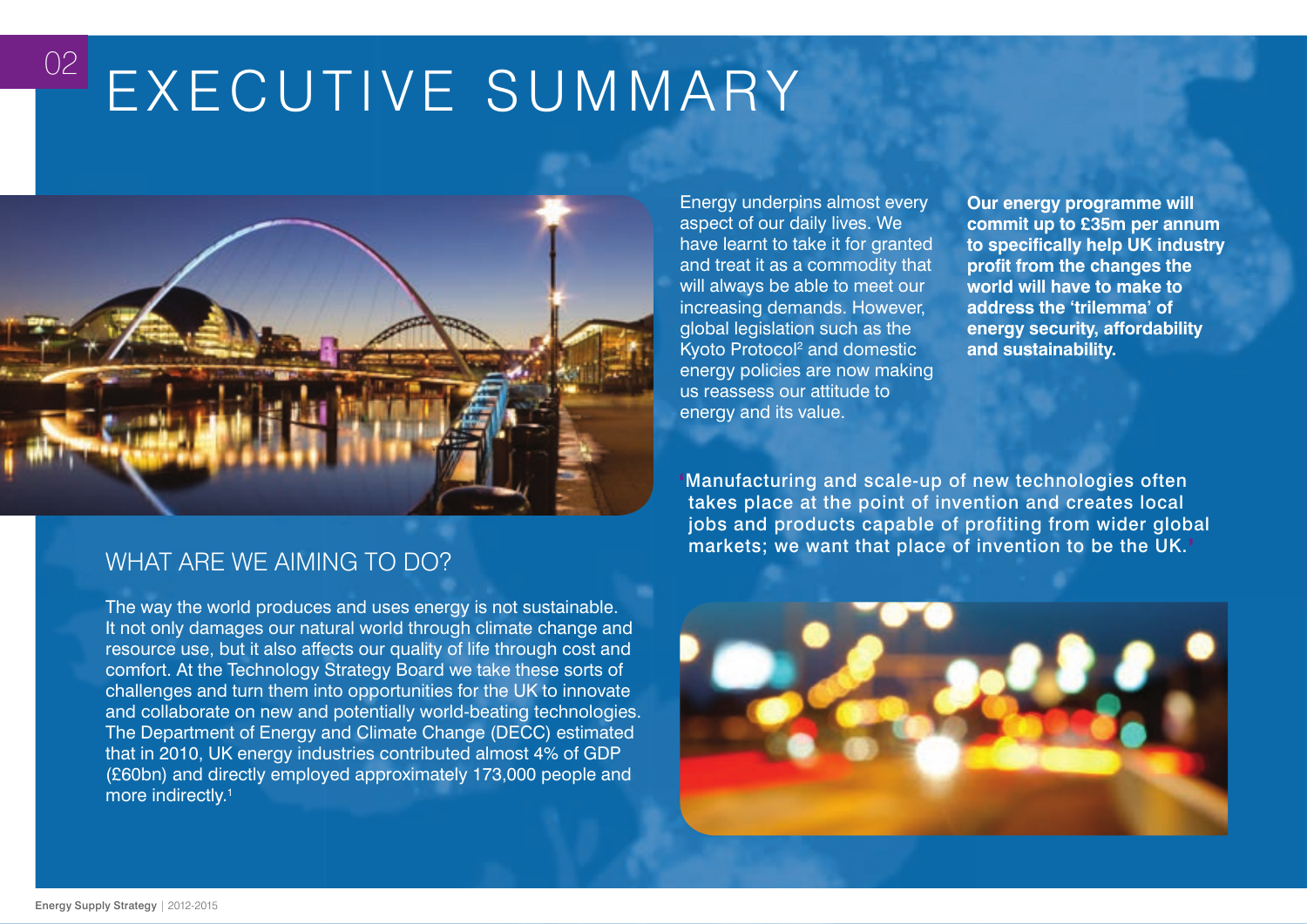# EXECUTIVE SUMMARY

Energy underpins almost every aspect of our daily lives. We have learnt to take it for granted and treat it as a commodity that will always be able to meet our increasing demands. However, global legislation such as the Kyoto Protocol[2] and domestic energy policies are now making us reassess our attitude to energy and its value.

**Our energy programme will commit up to £35m per annum to specifically help UK industry profit from the changes the world will have to make to address the 'trilemma' of energy security, affordability and sustainability.**

'Manufacturing and scale-up of new technologies often takes place at the point of invention and creates local jobs and products capable of profiting from wider global markets; we want that place of invention to be the UK.'

## WHAT ARE WE AIMING TO DO?

The way the world produces and uses energy is not sustainable. It not only damages our natural world through climate change and resource use, but it also affects our quality of life through cost and comfort. At the Technology Strategy Board we take these sorts of challenges and turn them into opportunities for the UK to innovate and collaborate on new and potentially world-beating technologies. The Department of Energy and Climate Change (DECC) estimated that in 2010, UK energy industries contributed almost 4% of GDP (£60bn) and directly employed approximately 173,000 people and more indirectly.[1]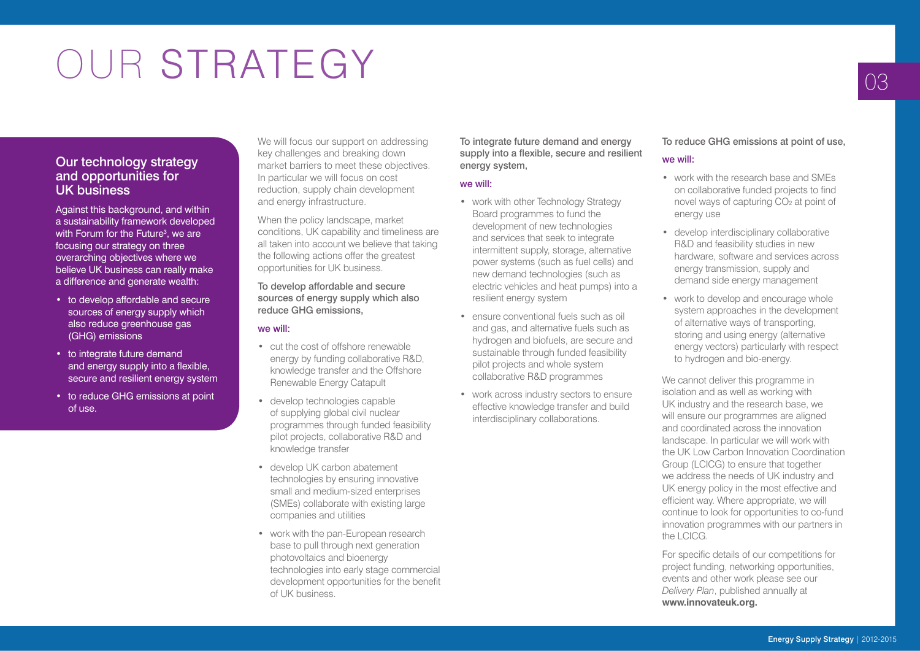# OUR STRATEGY

## Our technology strategy and opportunities for UK business

Against this background, and within a sustainability framework developed with Forum for the Future[3], we are focusing our strategy on three overarching objectives where we believe UK business can really make a difference and generate wealth:

- to develop affordable and secure sources of energy supply which also reduce greenhouse gas (GHG) emissions
- to integrate future demand and energy supply into a flexible, secure and resilient energy system
- to reduce GHG emissions at point of use.

We will focus our support on addressing key challenges and breaking down market barriers to meet these objectives. In particular we will focus on cost reduction, supply chain development and energy infrastructure.

When the policy landscape, market conditions, UK capability and timeliness are all taken into account we believe that taking the following actions offer the greatest opportunities for UK business.

**To develop affordable and secure sources of energy supply which also reduce GHG emissions,**

we will:

- cut the cost of offshore renewable energy by funding collaborative R&D, knowledge transfer and the Offshore Renewable Energy Catapult
- develop technologies capable of supplying global civil nuclear programmes through funded feasibility pilot projects, collaborative R&D and knowledge transfer
- develop UK carbon abatement technologies by ensuring innovative small and medium-sized enterprises (SMEs) collaborate with existing large companies and utilities
- work with the pan-European research base to pull through next generation photovoltaics and bioenergy technologies into early stage commercial development opportunities for the benefit of UK business.

**To integrate future demand and energy supply into a flexible, secure and resilient energy system,**

we will:

- work with other Technology Strategy Board programmes to fund the development of new technologies and services that seek to integrate intermittent supply, storage, alternative power systems (such as fuel cells) and new demand technologies (such as electric vehicles and heat pumps) into a resilient energy system
- ensure conventional fuels such as oil and gas, and alternative fuels such as hydrogen and biofuels, are secure and sustainable through funded feasibility pilot projects and whole system collaborative R&D programmes
- work across industry sectors to ensure effective knowledge transfer and build interdisciplinary collaborations.

**To reduce GHG emissions at point of use,**

we will:

- work with the research base and SMEs on collaborative funded projects to find novel ways of capturing $CO_2$ at point of energy use
- develop interdisciplinary collaborative R&D and feasibility studies in new hardware, software and services across energy transmission, supply and demand side energy management
- work to develop and encourage whole system approaches in the development of alternative ways of transporting, storing and using energy (alternative energy vectors) particularly with respect to hydrogen and bio-energy.

We cannot deliver this programme in isolation and as well as working with UK industry and the research base, we will ensure our programmes are aligned and coordinated across the innovation landscape. In particular we will work with the UK Low Carbon Innovation Coordination Group (LCICG) to ensure that together we address the needs of UK industry and UK energy policy in the most effective and efficient way. Where appropriate, we will continue to look for opportunities to co-fund innovation programmes with our partners in the LCICG.

For specific details of our competitions for project funding, networking opportunities, events and other work please see our *Delivery Plan*, published annually at **www.innovateuk.org.**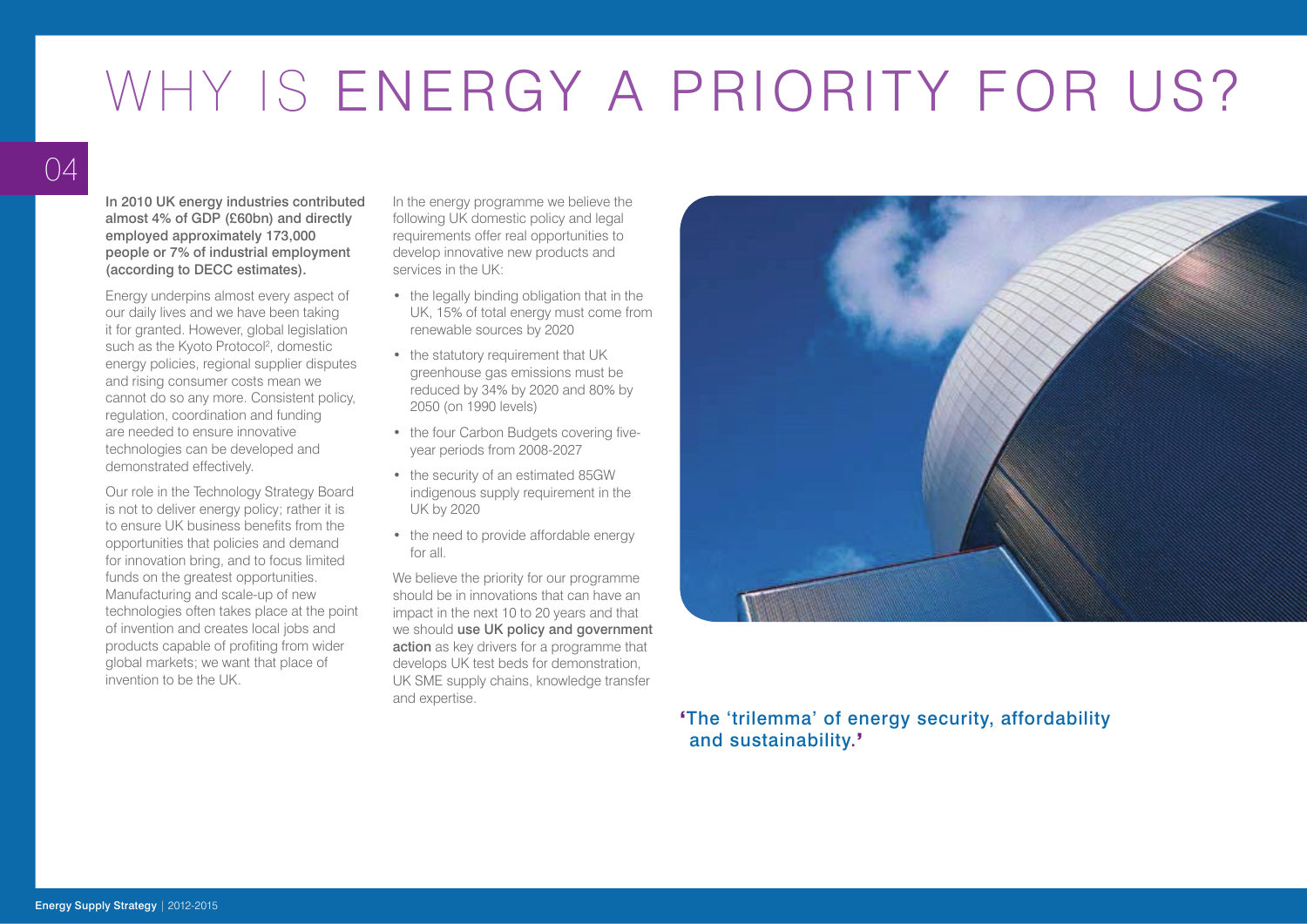# WHY IS ENERGY A PRIORITY FOR US?

**In 2010 UK energy industries contributed almost 4% of GDP (£60bn) and directly employed approximately 173,000 people or 7% of industrial employment (according to DECC estimates).**

Energy underpins almost every aspect of our daily lives and we have been taking it for granted. However, global legislation such as the Kyoto Protocol[2], domestic energy policies, regional supplier disputes and rising consumer costs mean we cannot do so any more. Consistent policy, regulation, coordination and funding are needed to ensure innovative technologies can be developed and demonstrated effectively.

Our role in the Technology Strategy Board is not to deliver energy policy; rather it is to ensure UK business benefits from the opportunities that policies and demand for innovation bring, and to focus limited funds on the greatest opportunities. Manufacturing and scale-up of new technologies often takes place at the point of invention and creates local jobs and products capable of profiting from wider global markets; we want that place of invention to be the UK.

In the energy programme we believe the following UK domestic policy and legal requirements offer real opportunities to develop innovative new products and services in the UK:

- the legally binding obligation that in the UK, 15% of total energy must come from renewable sources by 2020
- the statutory requirement that UK greenhouse gas emissions must be reduced by 34% by 2020 and 80% by 2050 (on 1990 levels)
- the four Carbon Budgets covering five-year periods from 2008-2027
- the security of an estimated 85GW indigenous supply requirement in the UK by 2020
- the need to provide affordable energy for all.

We believe the priority for our programme should be in innovations that can have an impact in the next 10 to 20 years and that we should **use UK policy and government action** as key drivers for a programme that develops UK test beds for demonstration, UK SME supply chains, knowledge transfer and expertise.

'The 'trilemma' of energy security, affordability and sustainability.'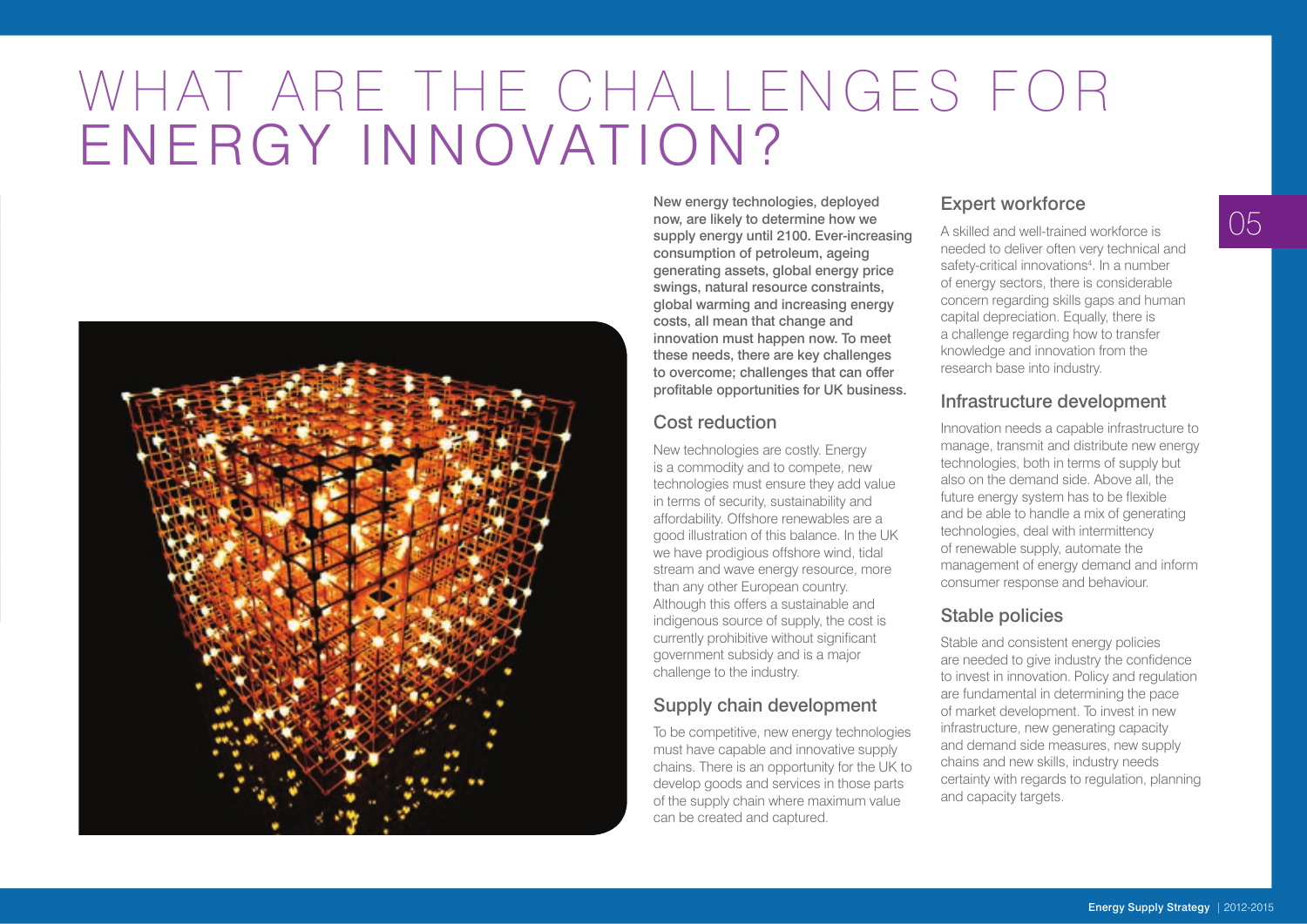# WHAT ARE THE CHALLENGES FOR ENERGY INNOVATION?

**New energy technologies, deployed now, are likely to determine how we supply energy until 2100. Ever-increasing consumption of petroleum, ageing generating assets, global energy price swings, natural resource constraints, global warming and increasing energy costs, all mean that change and innovation must happen now. To meet these needs, there are key challenges to overcome; challenges that can offer profitable opportunities for UK business.**

## Cost reduction

New technologies are costly. Energy is a commodity and to compete, new technologies must ensure they add value in terms of security, sustainability and affordability. Offshore renewables are a good illustration of this balance. In the UK we have prodigious offshore wind, tidal stream and wave energy resource, more than any other European country. Although this offers a sustainable and indigenous source of supply, the cost is currently prohibitive without significant government subsidy and is a major challenge to the industry.

## Supply chain development

To be competitive, new energy technologies must have capable and innovative supply chains. There is an opportunity for the UK to develop goods and services in those parts of the supply chain where maximum value can be created and captured.

## Expert workforce

A skilled and well-trained workforce is needed to deliver often very technical and safety-critical innovations[4]. In a number of energy sectors, there is considerable concern regarding skills gaps and human capital depreciation. Equally, there is a challenge regarding how to transfer knowledge and innovation from the research base into industry.

## Infrastructure development

Innovation needs a capable infrastructure to manage, transmit and distribute new energy technologies, both in terms of supply but also on the demand side. Above all, the future energy system has to be flexible and be able to handle a mix of generating technologies, deal with intermittency of renewable supply, automate the management of energy demand and inform consumer response and behaviour.

## Stable policies

Stable and consistent energy policies are needed to give industry the confidence to invest in innovation. Policy and regulation are fundamental in determining the pace of market development. To invest in new infrastructure, new generating capacity and demand side measures, new supply chains and new skills, industry needs certainty with regards to regulation, planning and capacity targets.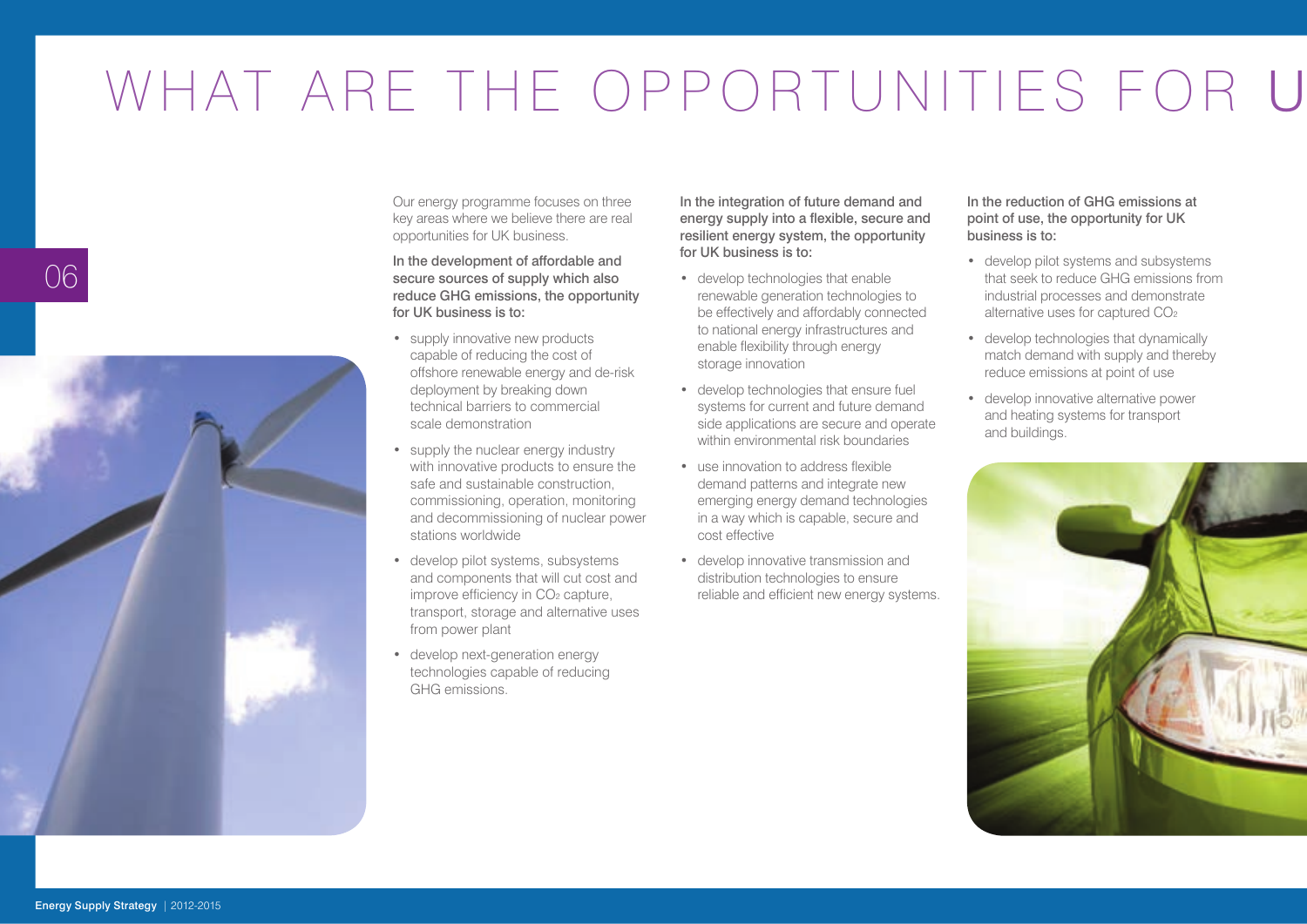# WHAT ARE THE OPPORTUNITIES FOR U

Our energy programme focuses on three key areas where we believe there are real opportunities for UK business.

**In the development of affordable and secure sources of supply which also reduce GHG emissions, the opportunity for UK business is to:**

- supply innovative new products capable of reducing the cost of offshore renewable energy and de-risk deployment by breaking down technical barriers to commercial scale demonstration
- supply the nuclear energy industry with innovative products to ensure the safe and sustainable construction, commissioning, operation, monitoring and decommissioning of nuclear power stations worldwide
- develop pilot systems, subsystems and components that will cut cost and improve efficiency in $CO_2$ capture, transport, storage and alternative uses from power plant
- develop next-generation energy technologies capable of reducing GHG emissions.

**In the integration of future demand and energy supply into a flexible, secure and resilient energy system, the opportunity for UK business is to:**

- develop technologies that enable renewable generation technologies to be effectively and affordably connected to national energy infrastructures and enable flexibility through energy storage innovation
- develop technologies that ensure fuel systems for current and future demand side applications are secure and operate within environmental risk boundaries
- use innovation to address flexible demand patterns and integrate new emerging energy demand technologies in a way which is capable, secure and cost effective
- develop innovative transmission and distribution technologies to ensure reliable and efficient new energy systems.

**In the reduction of GHG emissions at point of use, the opportunity for UK business is to:**

- develop pilot systems and subsystems that seek to reduce GHG emissions from industrial processes and demonstrate alternative uses for captured $CO_2$
- develop technologies that dynamically match demand with supply and thereby reduce emissions at point of use
- develop innovative alternative power and heating systems for transport and buildings.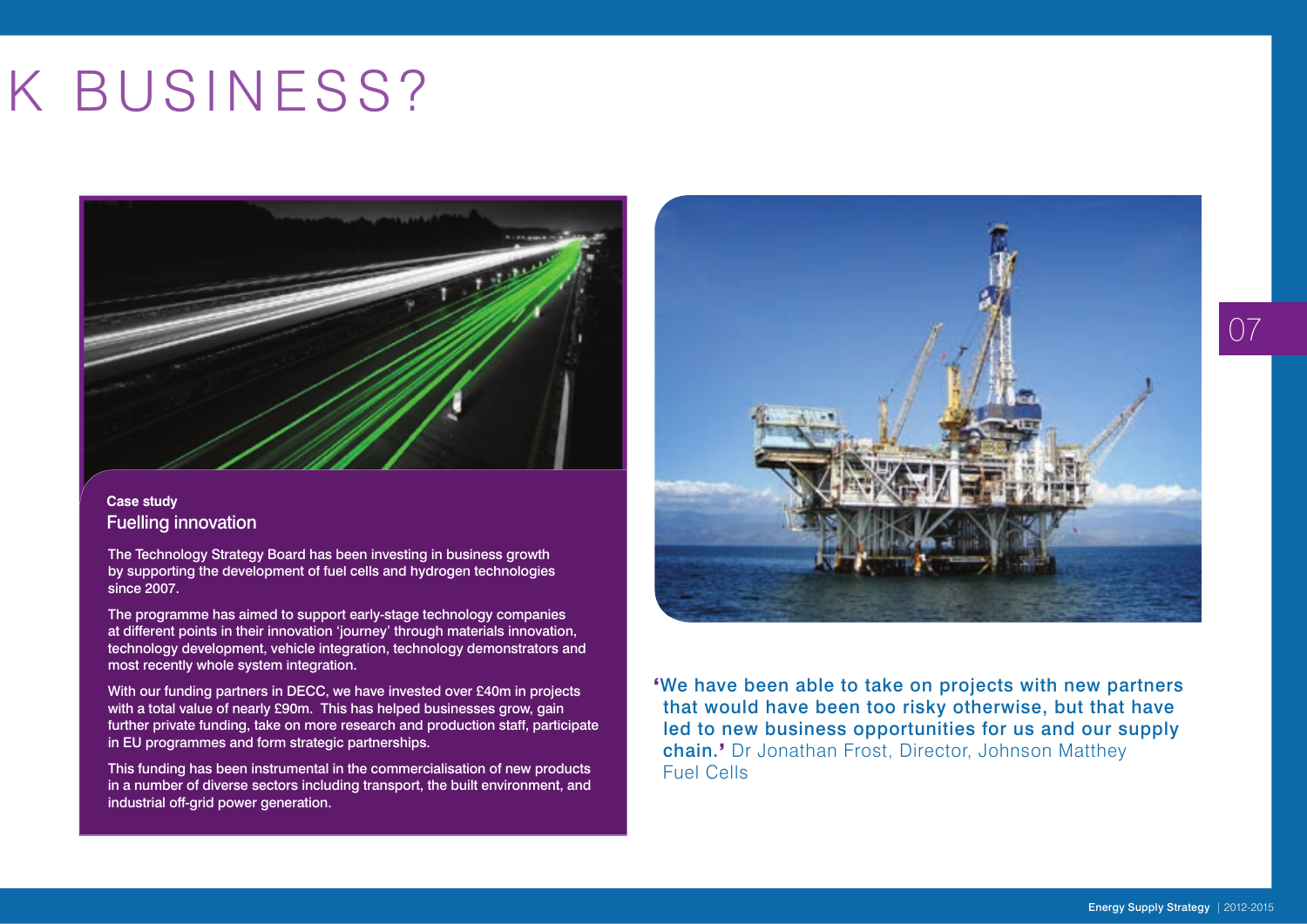# K BUSINESS?

**Case study**

### Fuelling innovation

The Technology Strategy Board has been investing in business growth by supporting the development of fuel cells and hydrogen technologies since 2007.

The programme has aimed to support early-stage technology companies at different points in their innovation 'journey' through materials innovation, technology development, vehicle integration, technology demonstrators and most recently whole system integration.

With our funding partners in DECC, we have invested over £40m in projects with a total value of nearly £90m. This has helped businesses grow, gain further private funding, take on more research and production staff, participate in EU programmes and form strategic partnerships.

This funding has been instrumental in the commercialisation of new products in a number of diverse sectors including transport, the built environment, and industrial off-grid power generation.

**'We have been able to take on projects with new partners that would have been too risky otherwise, but that have led to new business opportunities for us and our supply chain.'** Dr Jonathan Frost, Director, Johnson Matthey Fuel Cells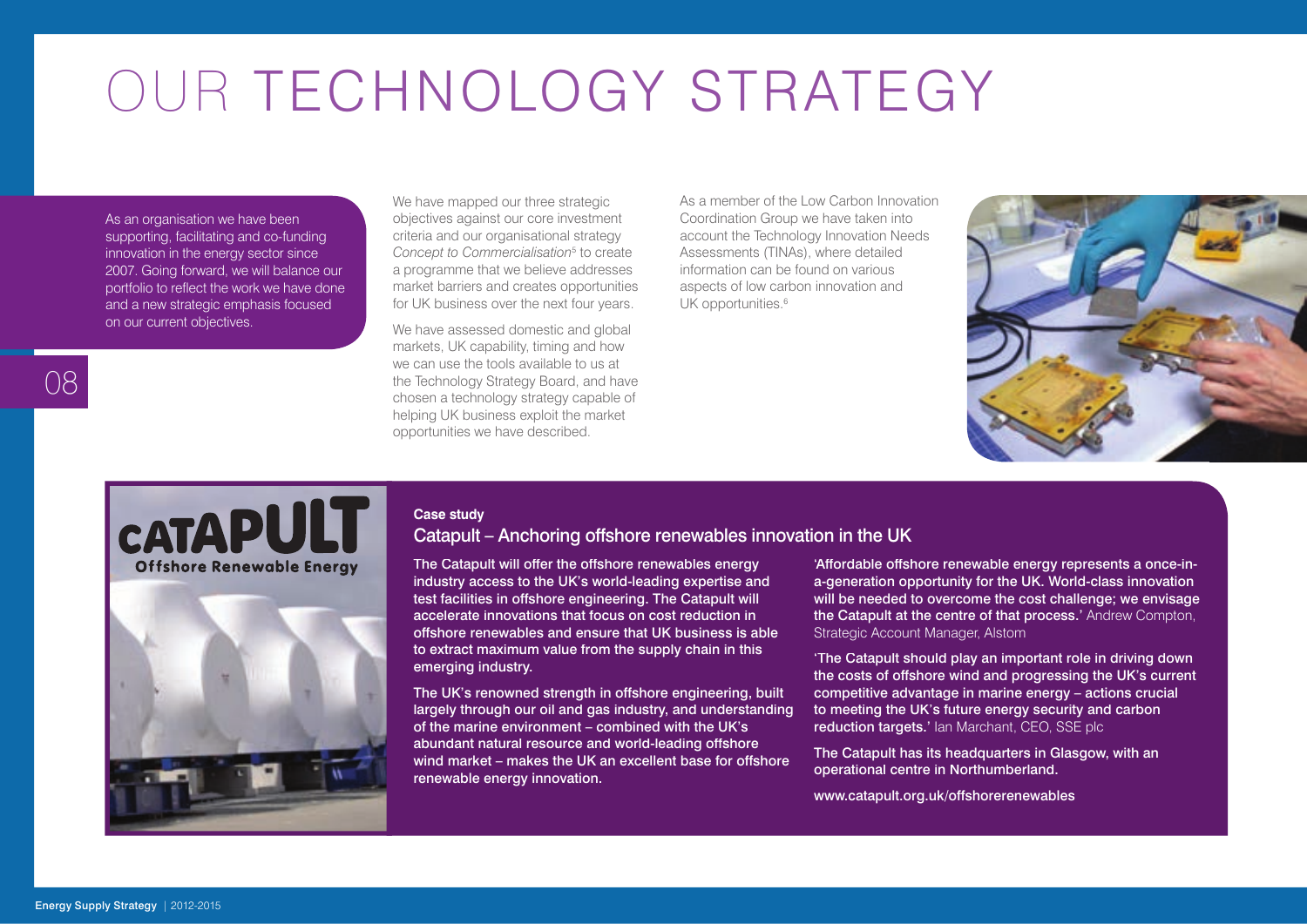# OUR TECHNOLOGY STRATEGY

As an organisation we have been supporting, facilitating and co-funding innovation in the energy sector since 2007. Going forward, we will balance our portfolio to reflect the work we have done and a new strategic emphasis focused on our current objectives.

We have mapped our three strategic objectives against our core investment criteria and our organisational strategy *Concept to Commercialisation*[5] to create a programme that we believe addresses market barriers and creates opportunities for UK business over the next four years.

We have assessed domestic and global markets, UK capability, timing and how we can use the tools available to us at the Technology Strategy Board, and have chosen a technology strategy capable of helping UK business exploit the market opportunities we have described.

As a member of the Low Carbon Innovation Coordination Group we have taken into account the Technology Innovation Needs Assessments (TINAs), where detailed information can be found on various aspects of low carbon innovation and UK opportunities.[6]

**Case study**

### Catapult – Anchoring offshore renewables innovation in the UK

The Catapult will offer the offshore renewables energy industry access to the UK's world-leading expertise and test facilities in offshore engineering. The Catapult will accelerate innovations that focus on cost reduction in offshore renewables and ensure that UK business is able to extract maximum value from the supply chain in this emerging industry.

The UK's renowned strength in offshore engineering, built largely through our oil and gas industry, and understanding of the marine environment – combined with the UK's abundant natural resource and world-leading offshore wind market – makes the UK an excellent base for offshore renewable energy innovation.

**'Affordable offshore renewable energy represents a once-in-a-generation opportunity for the UK. World-class innovation will be needed to overcome the cost challenge; we envisage the Catapult at the centre of that process.'** Andrew Compton, Strategic Account Manager, Alstom

**'The Catapult should play an important role in driving down the costs of offshore wind and progressing the UK's current competitive advantage in marine energy – actions crucial to meeting the UK's future energy security and carbon reduction targets.'** Ian Marchant, CEO, SSE plc

The Catapult has its headquarters in Glasgow, with an operational centre in Northumberland.

www.catapult.org.uk/offshorerenewables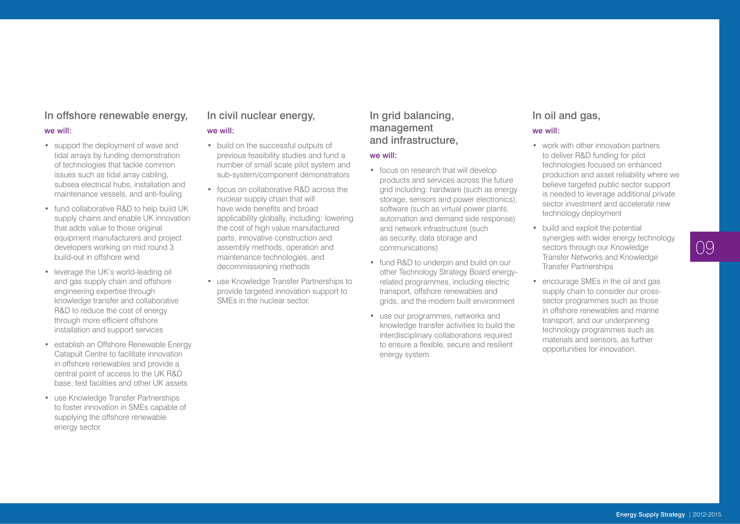## In offshore renewable energy,

**we will:**

- support the deployment of wave and tidal arrays by funding demonstration of technologies that tackle common issues such as tidal array cabling, subsea electrical hubs, installation and maintenance vessels, and anti-fouling
- fund collaborative R&D to help build UK supply chains and enable UK innovation that adds value to those original equipment manufacturers and project developers working on mid round 3 build-out in offshore wind
- leverage the UK's world-leading oil and gas supply chain and offshore engineering expertise through knowledge transfer and collaborative R&D to reduce the cost of energy through more efficient offshore installation and support services
- establish an Offshore Renewable Energy Catapult Centre to facilitate innovation in offshore renewables and provide a central point of access to the UK R&D base, test facilities and other UK assets
- use Knowledge Transfer Partnerships to foster innovation in SMEs capable of supplying the offshore renewable energy sector.

## In civil nuclear energy,

**we will:**

- build on the successful outputs of previous feasibility studies and fund a number of small scale pilot system and sub-system/component demonstrators
- focus on collaborative R&D across the nuclear supply chain that will have wide benefits and broad applicability globally, including: lowering the cost of high value manufactured parts, innovative construction and assembly methods, operation and maintenance technologies, and decommissioning methods
- use Knowledge Transfer Partnerships to provide targeted innovation support to SMEs in the nuclear sector.

## In grid balancing, management and infrastructure,

**we will:**

- focus on research that will develop products and services across the future grid including: hardware (such as energy storage, sensors and power electronics), software (such as virtual power plants, automation and demand side response) and network infrastructure (such as security, data storage and communications)
- fund R&D to underpin and build on our other Technology Strategy Board energy-related programmes, including electric transport, offshore renewables and grids, and the modern built environment
- use our programmes, networks and knowledge transfer activities to build the interdisciplinary collaborations required to ensure a flexible, secure and resilient energy system.

## In oil and gas,

**we will:**

- work with other innovation partners to deliver R&D funding for pilot technologies focused on enhanced production and asset reliability where we believe targeted public sector support is needed to leverage additional private sector investment and accelerate new technology deployment
- build and exploit the potential synergies with wider energy technology sectors through our Knowledge Transfer Networks and Knowledge Transfer Partnerships
- encourage SMEs in the oil and gas supply chain to consider our cross-sector programmes such as those in offshore renewables and marine transport, and our underpinning technology programmes such as materials and sensors, as further opportunities for innovation.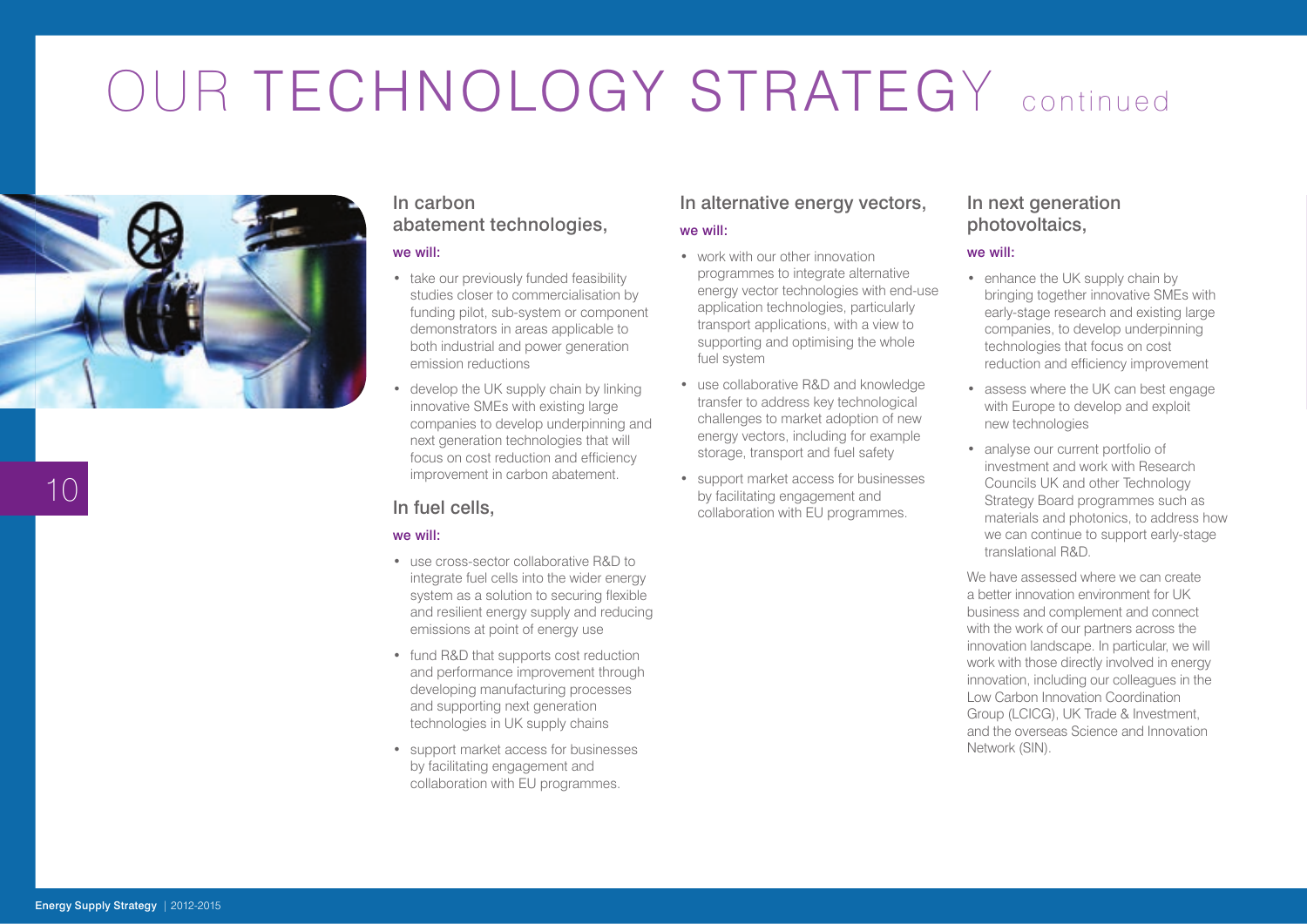# OUR TECHNOLOGY STRATEGY continued

## In carbon abatement technologies,

**we will:**

- take our previously funded feasibility studies closer to commercialisation by funding pilot, sub-system or component demonstrators in areas applicable to both industrial and power generation emission reductions
- develop the UK supply chain by linking innovative SMEs with existing large companies to develop underpinning and next generation technologies that will focus on cost reduction and efficiency improvement in carbon abatement.

## In fuel cells,

**we will:**

- use cross-sector collaborative R&D to integrate fuel cells into the wider energy system as a solution to securing flexible and resilient energy supply and reducing emissions at point of energy use
- fund R&D that supports cost reduction and performance improvement through developing manufacturing processes and supporting next generation technologies in UK supply chains
- support market access for businesses by facilitating engagement and collaboration with EU programmes.

## In alternative energy vectors,

**we will:**

- work with our other innovation programmes to integrate alternative energy vector technologies with end-use application technologies, particularly transport applications, with a view to supporting and optimising the whole fuel system
- use collaborative R&D and knowledge transfer to address key technological challenges to market adoption of new energy vectors, including for example storage, transport and fuel safety
- support market access for businesses by facilitating engagement and collaboration with EU programmes.

## In next generation photovoltaics,

**we will:**

- enhance the UK supply chain by bringing together innovative SMEs with early-stage research and existing large companies, to develop underpinning technologies that focus on cost reduction and efficiency improvement
- assess where the UK can best engage with Europe to develop and exploit new technologies
- analyse our current portfolio of investment and work with Research Councils UK and other Technology Strategy Board programmes such as materials and photonics, to address how we can continue to support early-stage translational R&D.

We have assessed where we can create a better innovation environment for UK business and complement and connect with the work of our partners across the innovation landscape. In particular, we will work with those directly involved in energy innovation, including our colleagues in the Low Carbon Innovation Coordination Group (LCICG), UK Trade & Investment, and the overseas Science and Innovation Network (SIN).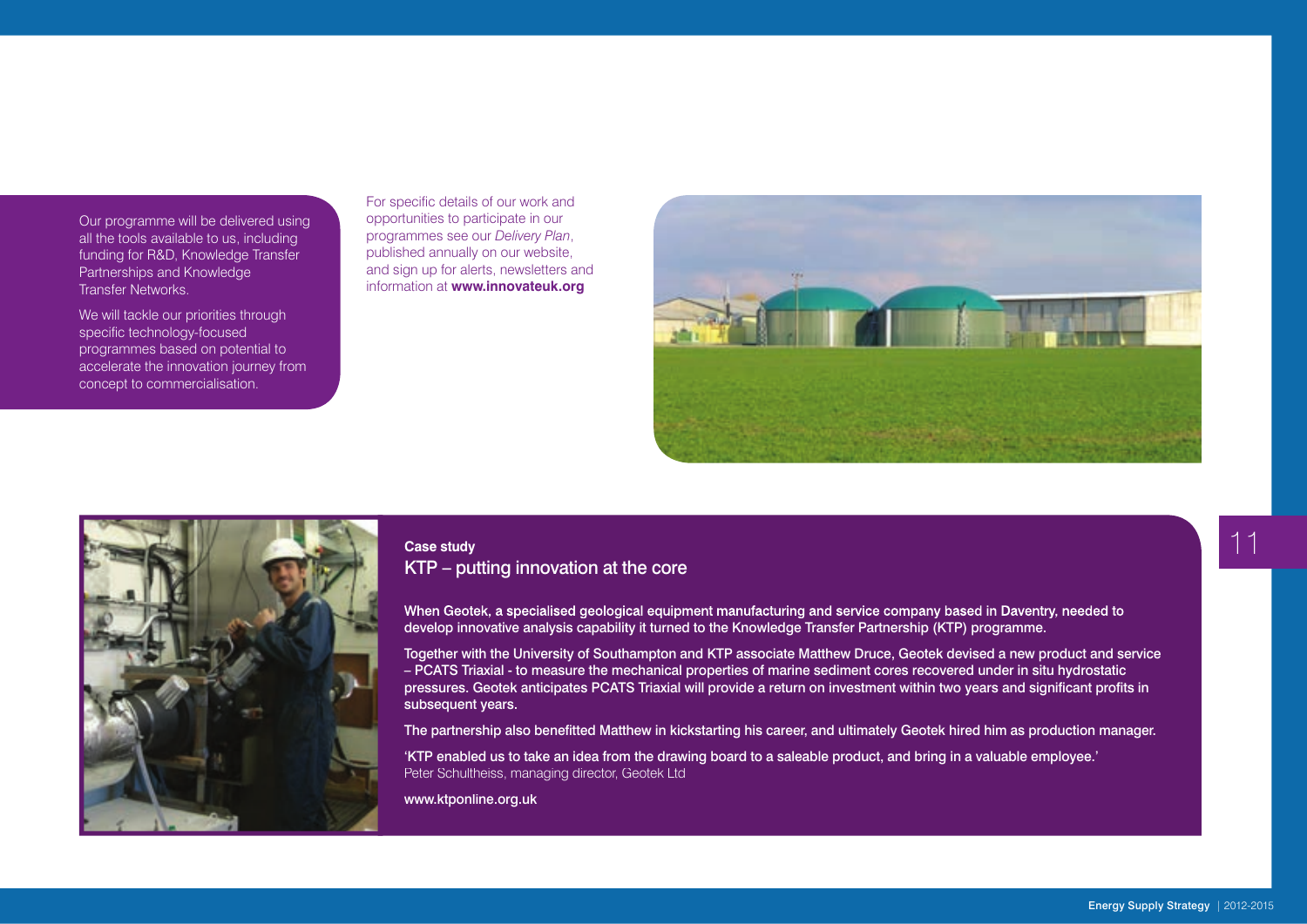Our programme will be delivered using all the tools available to us, including funding for R&D, Knowledge Transfer Partnerships and Knowledge Transfer Networks.

We will tackle our priorities through specific technology-focused programmes based on potential to accelerate the innovation journey from concept to commercialisation.

For specific details of our work and opportunities to participate in our programmes see our *Delivery Plan*, published annually on our website, and sign up for alerts, newsletters and information at **www.innovateuk.org**

**Case study**

## KTP – putting innovation at the core

**When Geotek, a specialised geological equipment manufacturing and service company based in Daventry, needed to develop innovative analysis capability it turned to the Knowledge Transfer Partnership (KTP) programme.**

**Together with the University of Southampton and KTP associate Matthew Druce, Geotek devised a new product and service – PCATS Triaxial - to measure the mechanical properties of marine sediment cores recovered under in situ hydrostatic pressures. Geotek anticipates PCATS Triaxial will provide a return on investment within two years and significant profits in subsequent years.**

**The partnership also benefitted Matthew in kickstarting his career, and ultimately Geotek hired him as production manager.**

**'KTP enabled us to take an idea from the drawing board to a saleable product, and bring in a valuable employee.'**
Peter Schultheiss, managing director, Geotek Ltd

**www.ktponline.org.uk**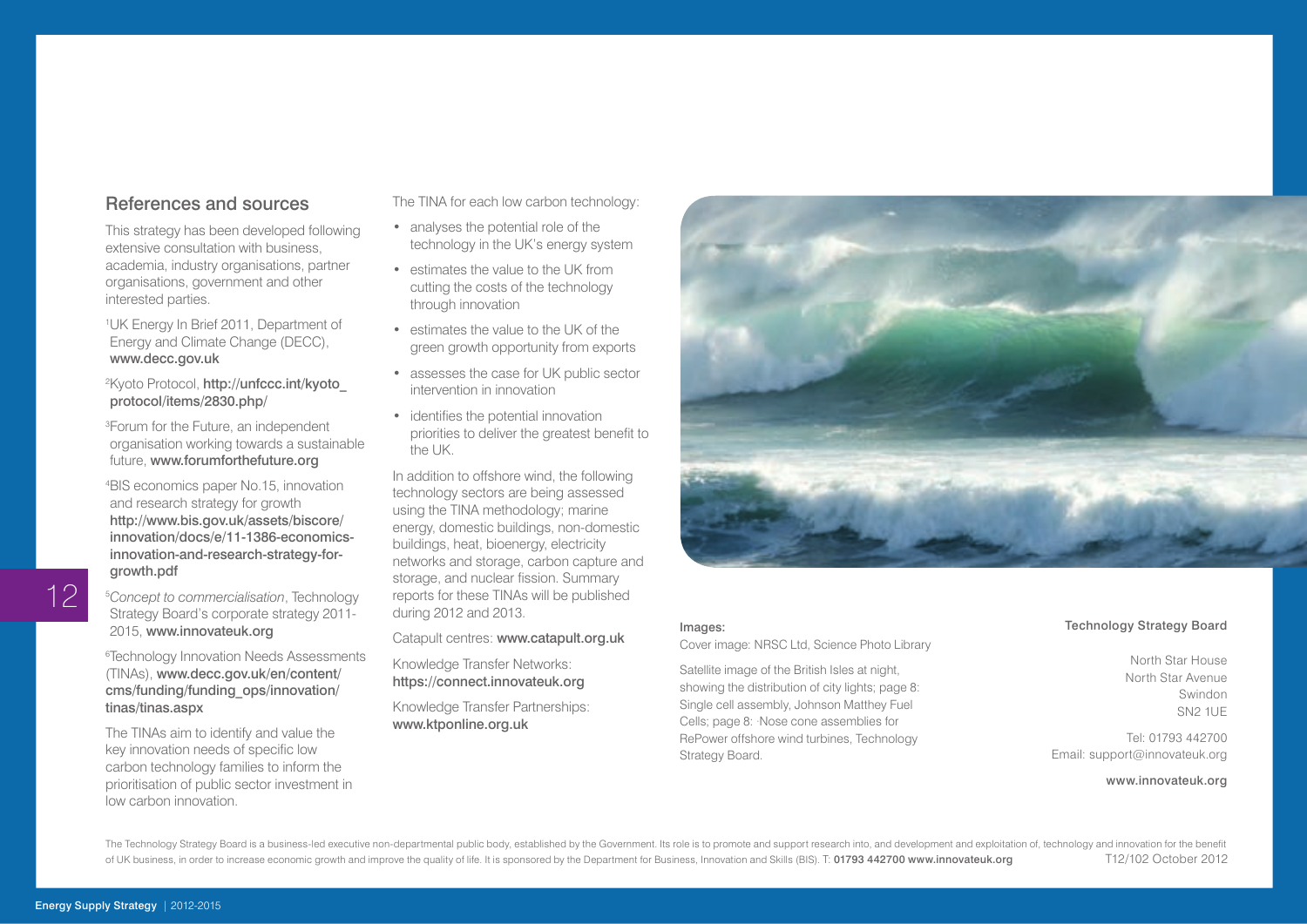## References and sources

This strategy has been developed following extensive consultation with business, academia, industry organisations, partner organisations, government and other interested parties.

[1]UK Energy In Brief 2011, Department of Energy and Climate Change (DECC), **www.decc.gov.uk**

[2]Kyoto Protocol, **http://unfccc.int/kyoto_protocol/items/2830.php/**

[3]Forum for the Future, an independent organisation working towards a sustainable future, **www.forumforthefuture.org**

[4]BIS economics paper No.15, innovation and research strategy for growth **http://www.bis.gov.uk/assets/biscore/innovation/docs/e/11-1386-economics-innovation-and-research-strategy-for-growth.pdf**

[5]*Concept to commercialisation*, Technology Strategy Board's corporate strategy 2011-2015, **www.innovateuk.org**

[6]Technology Innovation Needs Assessments (TINAs), **www.decc.gov.uk/en/content/cms/funding/funding_ops/innovation/tinas/tinas.aspx**

The TINAs aim to identify and value the key innovation needs of specific low carbon technology families to inform the prioritisation of public sector investment in low carbon innovation.

The TINA for each low carbon technology:

- analyses the potential role of the technology in the UK's energy system
- estimates the value to the UK from cutting the costs of the technology through innovation
- estimates the value to the UK of the green growth opportunity from exports
- assesses the case for UK public sector intervention in innovation
- identifies the potential innovation priorities to deliver the greatest benefit to the UK.

In addition to offshore wind, the following technology sectors are being assessed using the TINA methodology; marine energy, domestic buildings, non-domestic buildings, heat, bioenergy, electricity networks and storage, carbon capture and storage, and nuclear fission. Summary reports for these TINAs will be published during 2012 and 2013.

Catapult centres: **www.catapult.org.uk**

Knowledge Transfer Networks: **https://connect.innovateuk.org**

Knowledge Transfer Partnerships: **www.ktponline.org.uk**

**Images:**
Cover image: NRSC Ltd, Science Photo Library

Satellite image of the British Isles at night, showing the distribution of city lights; page 8: Single cell assembly, Johnson Matthey Fuel Cells; page 8: Nose cone assemblies for RePower offshore wind turbines, Technology Strategy Board.

**Technology Strategy Board**

North Star House
North Star Avenue
Swindon
SN2 1UE

Tel: 01793 442700
Email: support@innovateuk.org

**www.innovateuk.org**

The Technology Strategy Board is a business-led executive non-departmental public body, established by the Government. Its role is to promote and support research into, and development and exploitation of, technology and innovation for the benefit of UK business, in order to increase economic growth and improve the quality of life. It is sponsored by the Department for Business, Innovation and Skills (BIS). T: **01793 442700 www.innovateuk.org** T12/102 October 2012